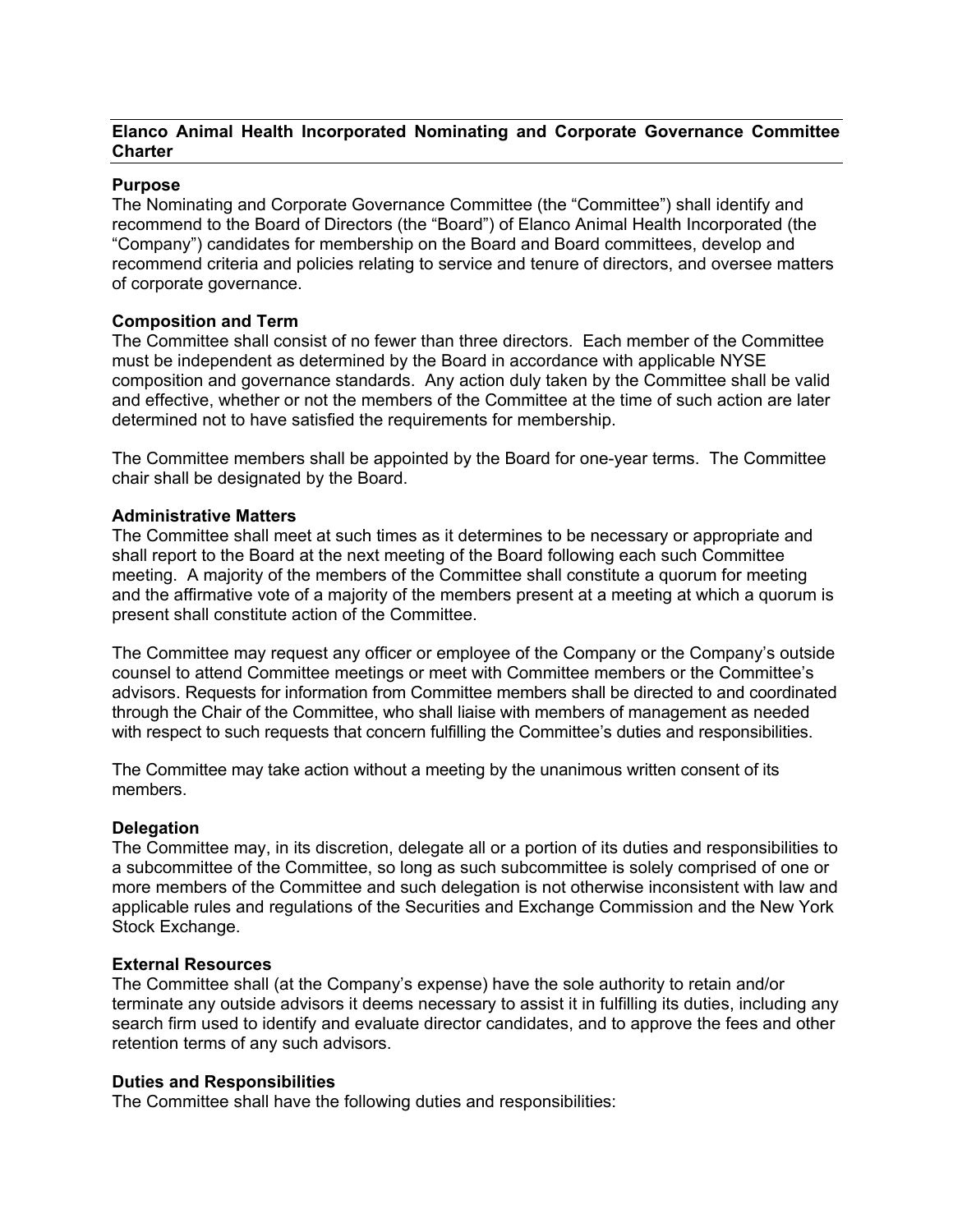# Elanco Animal Health Incorporated Nominating and Corporate Governance Committee Charter

## Purpose

The Nominating and Corporate Governance Committee (the "Committee") shall identify and recommend to the Board of Directors (the "Board") of Elanco Animal Health Incorporated (the "Company") candidates for membership on the Board and Board committees, develop and recommend criteria and policies relating to service and tenure of directors, and oversee matters of corporate governance.

## Composition and Term

The Committee shall consist of no fewer than three directors. Each member of the Committee must be independent as determined by the Board in accordance with applicable NYSE composition and governance standards. Any action duly taken by the Committee shall be valid and effective, whether or not the members of the Committee at the time of such action are later determined not to have satisfied the requirements for membership.

The Committee members shall be appointed by the Board for one-year terms. The Committee chair shall be designated by the Board.

## Administrative Matters

The Committee shall meet at such times as it determines to be necessary or appropriate and shall report to the Board at the next meeting of the Board following each such Committee meeting. A majority of the members of the Committee shall constitute a quorum for meeting and the affirmative vote of a majority of the members present at a meeting at which a quorum is present shall constitute action of the Committee.

The Committee may request any officer or employee of the Company or the Company's outside counsel to attend Committee meetings or meet with Committee members or the Committee's advisors. Requests for information from Committee members shall be directed to and coordinated through the Chair of the Committee, who shall liaise with members of management as needed with respect to such requests that concern fulfilling the Committee's duties and responsibilities.

The Committee may take action without a meeting by the unanimous written consent of its members.

## Delegation

The Committee may, in its discretion, delegate all or a portion of its duties and responsibilities to a subcommittee of the Committee, so long as such subcommittee is solely comprised of one or more members of the Committee and such delegation is not otherwise inconsistent with law and applicable rules and regulations of the Securities and Exchange Commission and the New York Stock Exchange.

## External Resources

The Committee shall (at the Company's expense) have the sole authority to retain and/or terminate any outside advisors it deems necessary to assist it in fulfilling its duties, including any search firm used to identify and evaluate director candidates, and to approve the fees and other retention terms of any such advisors.

## Duties and Responsibilities

The Committee shall have the following duties and responsibilities: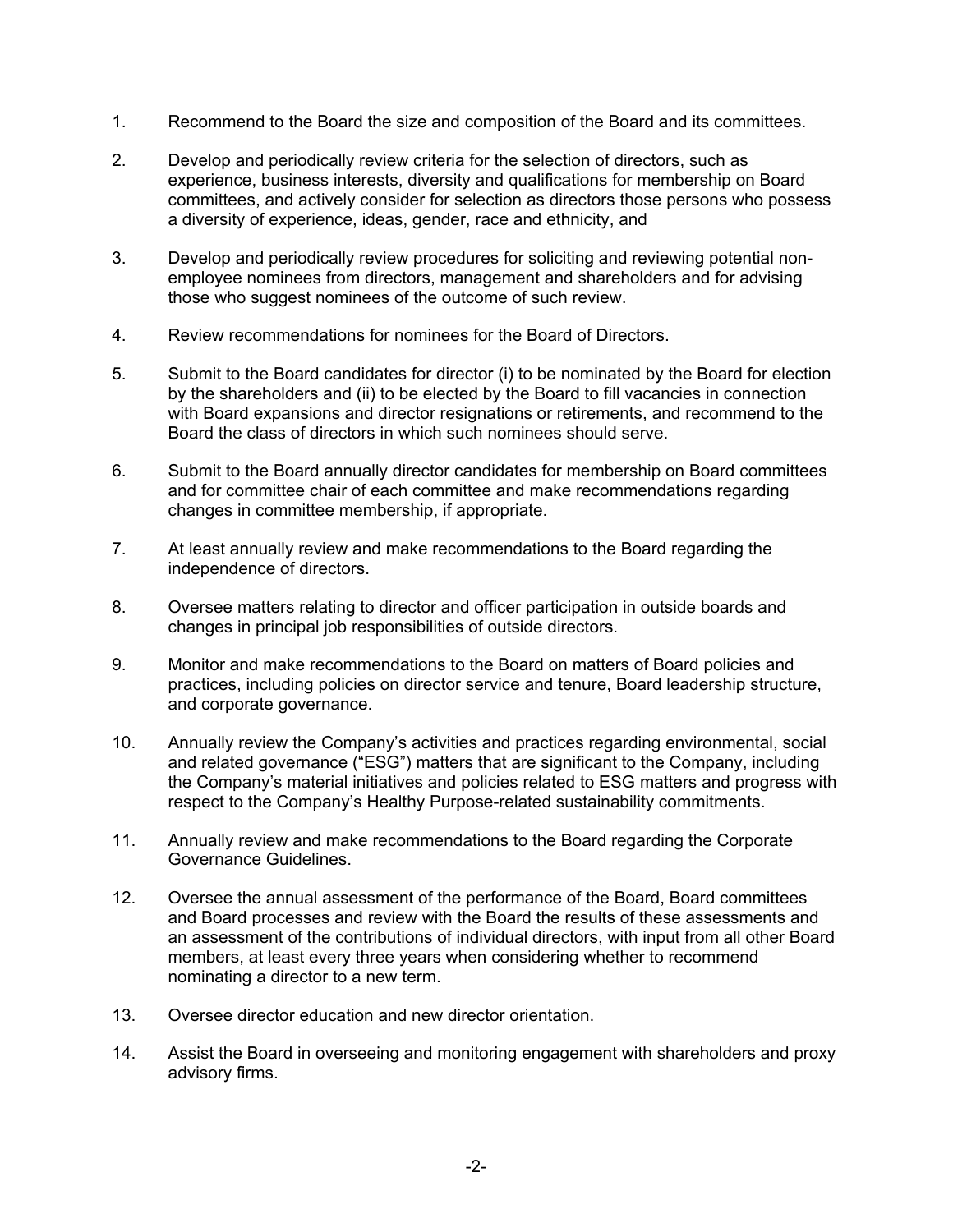1. Recommend to the Board the size and composition of the Board and its committees.

2. Develop and periodically review criteria for the selection of directors, such as experience, business interests, diversity and qualifications for membership on Board committees, and actively consider for selection as directors those persons who possess a diversity of experience, ideas, gender, race and ethnicity, and

3. Develop and periodically review procedures for soliciting and reviewing potential non-employee nominees from directors, management and shareholders and for advising those who suggest nominees of the outcome of such review.

4. Review recommendations for nominees for the Board of Directors.

5. Submit to the Board candidates for director (i) to be nominated by the Board for election by the shareholders and (ii) to be elected by the Board to fill vacancies in connection with Board expansions and director resignations or retirements, and recommend to the Board the class of directors in which such nominees should serve.

6. Submit to the Board annually director candidates for membership on Board committees and for committee chair of each committee and make recommendations regarding changes in committee membership, if appropriate.

7. At least annually review and make recommendations to the Board regarding the independence of directors.

8. Oversee matters relating to director and officer participation in outside boards and changes in principal job responsibilities of outside directors.

9. Monitor and make recommendations to the Board on matters of Board policies and practices, including policies on director service and tenure, Board leadership structure, and corporate governance.

10. Annually review the Company's activities and practices regarding environmental, social and related governance ("ESG") matters that are significant to the Company, including the Company's material initiatives and policies related to ESG matters and progress with respect to the Company's Healthy Purpose-related sustainability commitments.

11. Annually review and make recommendations to the Board regarding the Corporate Governance Guidelines.

12. Oversee the annual assessment of the performance of the Board, Board committees and Board processes and review with the Board the results of these assessments and an assessment of the contributions of individual directors, with input from all other Board members, at least every three years when considering whether to recommend nominating a director to a new term.

13. Oversee director education and new director orientation.

14. Assist the Board in overseeing and monitoring engagement with shareholders and proxy advisory firms.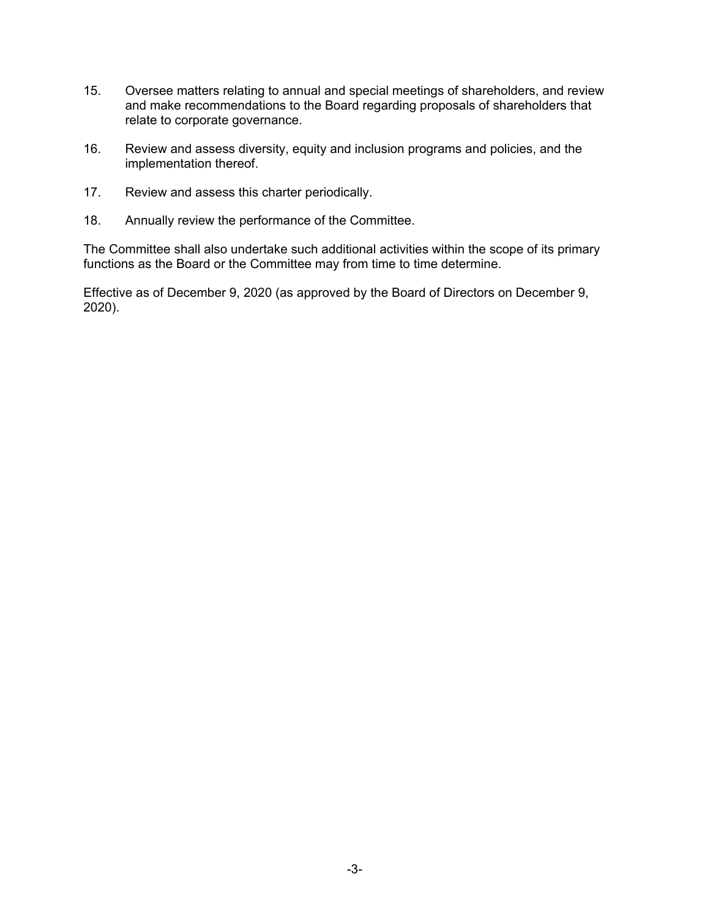15. Oversee matters relating to annual and special meetings of shareholders, and review and make recommendations to the Board regarding proposals of shareholders that relate to corporate governance.

16. Review and assess diversity, equity and inclusion programs and policies, and the implementation thereof.

17. Review and assess this charter periodically.

18. Annually review the performance of the Committee.

The Committee shall also undertake such additional activities within the scope of its primary functions as the Board or the Committee may from time to time determine.

Effective as of December 9, 2020 (as approved by the Board of Directors on December 9, 2020).